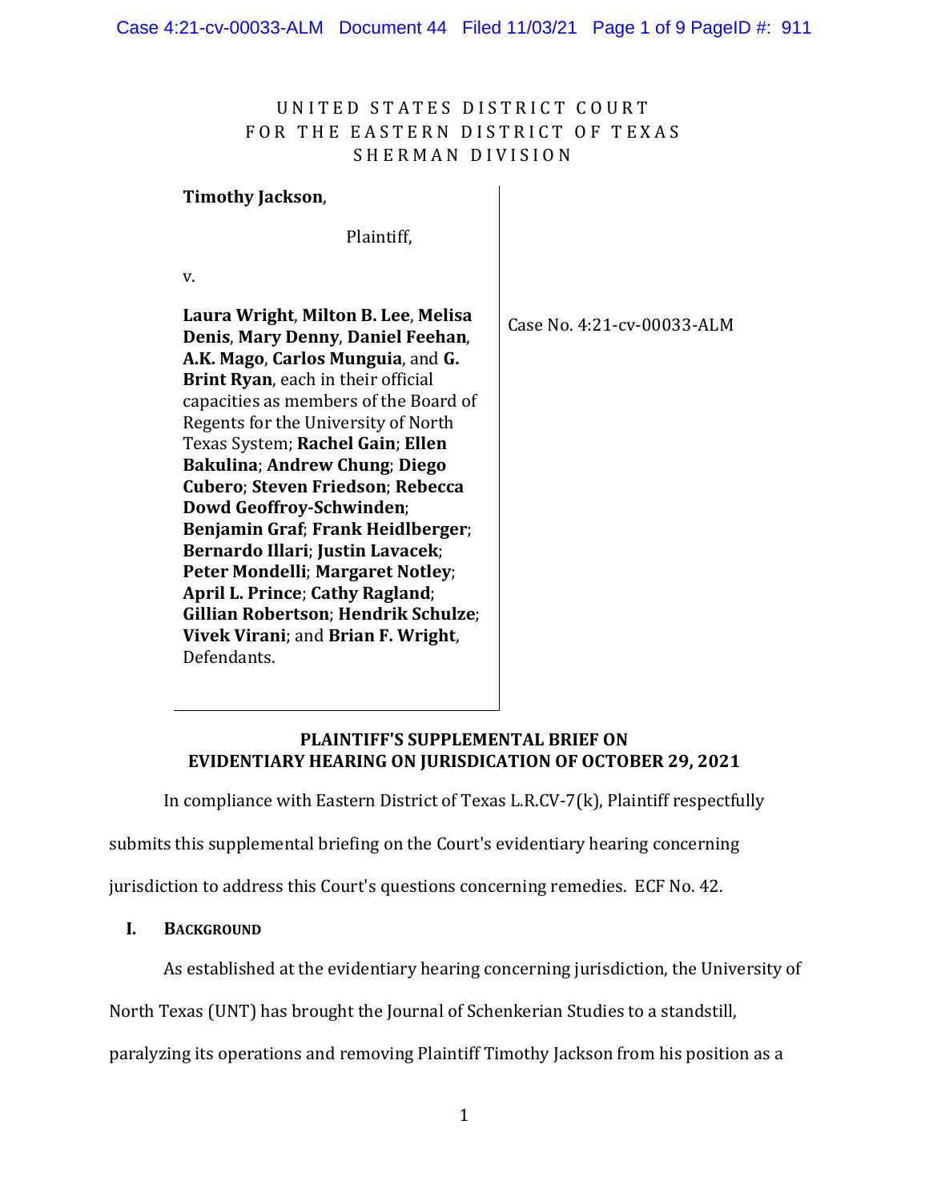UNITED STATES DISTRICT COURT
FOR THE EASTERN DISTRICT OF TEXAS
SHERMAN DIVISION

**Timothy Jackson**,

Plaintiff,

v.

**Laura Wright**, **Milton B. Lee**, **Melisa Denis**, **Mary Denny**, **Daniel Feehan**, **A.K. Mago**, **Carlos Munguia**, and **G. Brint Ryan**, each in their official capacities as members of the Board of Regents for the University of North Texas System; **Rachel Gain**; **Ellen Bakulina**; **Andrew Chung**; **Diego Cubero**; **Steven Friedson**; **Rebecca Dowd Geoffroy-Schwinden**; **Benjamin Graf**; **Frank Heidlberger**; **Bernardo Illari**; **Justin Lavacek**; **Peter Mondelli**; **Margaret Notley**; **April L. Prince**; **Cathy Ragland**; **Gillian Robertson**; **Hendrik Schulze**; **Vivek Virani**; and **Brian F. Wright**,
Defendants.

Case No. 4:21-cv-00033-ALM

**PLAINTIFF'S SUPPLEMENTAL BRIEF ON EVIDENTIARY HEARING ON JURISDICTION OF OCTOBER 29, 2021**

In compliance with Eastern District of Texas L.R.CV-7(k), Plaintiff respectfully submits this supplemental briefing on the Court's evidentiary hearing concerning jurisdiction to address this Court's questions concerning remedies. ECF No. 42.

## I. Background

As established at the evidentiary hearing concerning jurisdiction, the University of North Texas (UNT) has brought the Journal of Schenkerian Studies to a standstill, paralyzing its operations and removing Plaintiff Timothy Jackson from his position as a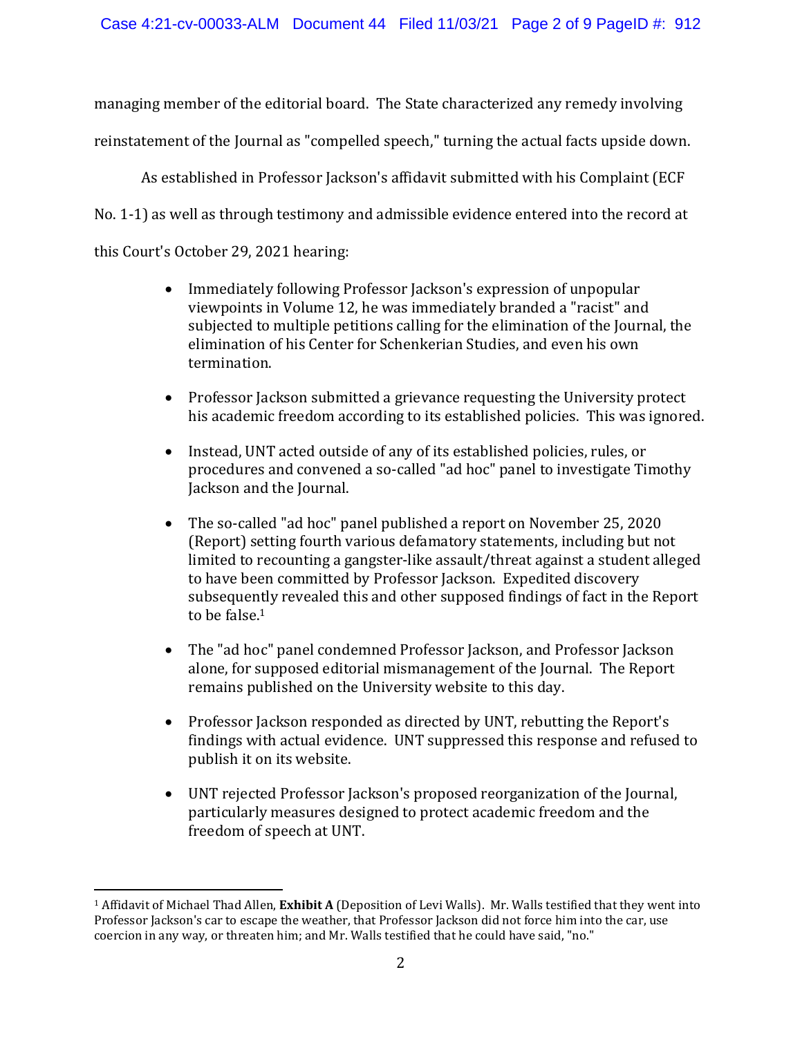managing member of the editorial board. The State characterized any remedy involving reinstatement of the Journal as "compelled speech," turning the actual facts upside down.

As established in Professor Jackson's affidavit submitted with his Complaint (ECF No. 1-1) as well as through testimony and admissible evidence entered into the record at this Court's October 29, 2021 hearing:

- Immediately following Professor Jackson's expression of unpopular viewpoints in Volume 12, he was immediately branded a "racist" and subjected to multiple petitions calling for the elimination of the Journal, the elimination of his Center for Schenkerian Studies, and even his own termination.

- Professor Jackson submitted a grievance requesting the University protect his academic freedom according to its established policies. This was ignored.

- Instead, UNT acted outside of any of its established policies, rules, or procedures and convened a so-called "ad hoc" panel to investigate Timothy Jackson and the Journal.

- The so-called "ad hoc" panel published a report on November 25, 2020 (Report) setting fourth various defamatory statements, including but not limited to recounting a gangster-like assault/threat against a student alleged to have been committed by Professor Jackson. Expedited discovery subsequently revealed this and other supposed findings of fact in the Report to be false.[1]

- The "ad hoc" panel condemned Professor Jackson, and Professor Jackson alone, for supposed editorial mismanagement of the Journal. The Report remains published on the University website to this day.

- Professor Jackson responded as directed by UNT, rebutting the Report's findings with actual evidence. UNT suppressed this response and refused to publish it on its website.

- UNT rejected Professor Jackson's proposed reorganization of the Journal, particularly measures designed to protect academic freedom and the freedom of speech at UNT.

---

[1] Affidavit of Michael Thad Allen, **Exhibit A** (Deposition of Levi Walls). Mr. Walls testified that they went into Professor Jackson's car to escape the weather, that Professor Jackson did not force him into the car, use coercion in any way, or threaten him; and Mr. Walls testified that he could have said, "no."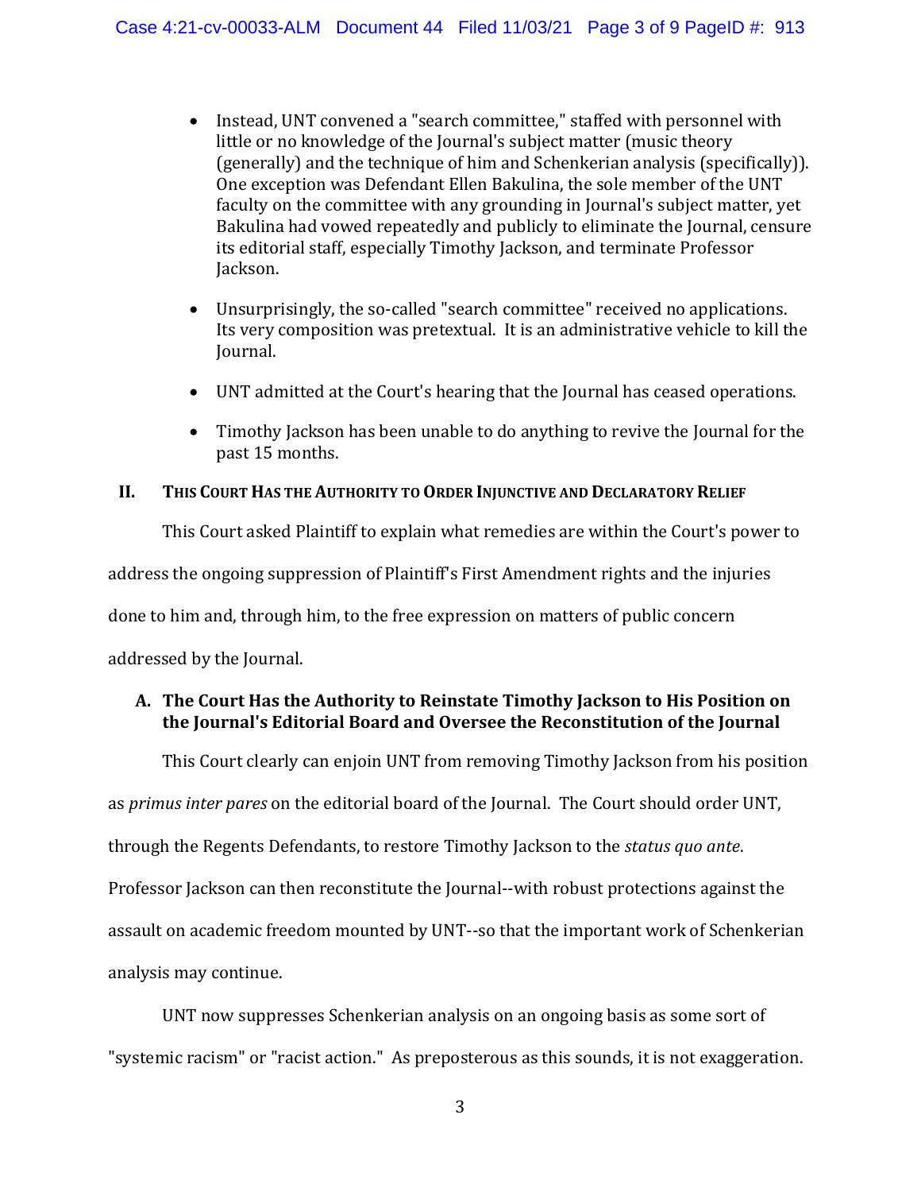- Instead, UNT convened a "search committee," staffed with personnel with little or no knowledge of the Journal's subject matter (music theory (generally) and the technique of him and Schenkerian analysis (specifically)). One exception was Defendant Ellen Bakulina, the sole member of the UNT faculty on the committee with any grounding in Journal's subject matter, yet Bakulina had vowed repeatedly and publicly to eliminate the Journal, censure its editorial staff, especially Timothy Jackson, and terminate Professor Jackson.

- Unsurprisingly, the so-called "search committee" received no applications. Its very composition was pretextual. It is an administrative vehicle to kill the Journal.

- UNT admitted at the Court's hearing that the Journal has ceased operations.

- Timothy Jackson has been unable to do anything to revive the Journal for the past 15 months.

## II. THIS COURT HAS THE AUTHORITY TO ORDER INJUNCTIVE AND DECLARATORY RELIEF

This Court asked Plaintiff to explain what remedies are within the Court's power to address the ongoing suppression of Plaintiff's First Amendment rights and the injuries done to him and, through him, to the free expression on matters of public concern addressed by the Journal.

### A. The Court Has the Authority to Reinstate Timothy Jackson to His Position on the Journal's Editorial Board and Oversee the Reconstitution of the Journal

This Court clearly can enjoin UNT from removing Timothy Jackson from his position as *primus inter pares* on the editorial board of the Journal. The Court should order UNT, through the Regents Defendants, to restore Timothy Jackson to the *status quo ante*. Professor Jackson can then reconstitute the Journal--with robust protections against the assault on academic freedom mounted by UNT--so that the important work of Schenkerian analysis may continue.

UNT now suppresses Schenkerian analysis on an ongoing basis as some sort of "systemic racism" or "racist action." As preposterous as this sounds, it is not exaggeration.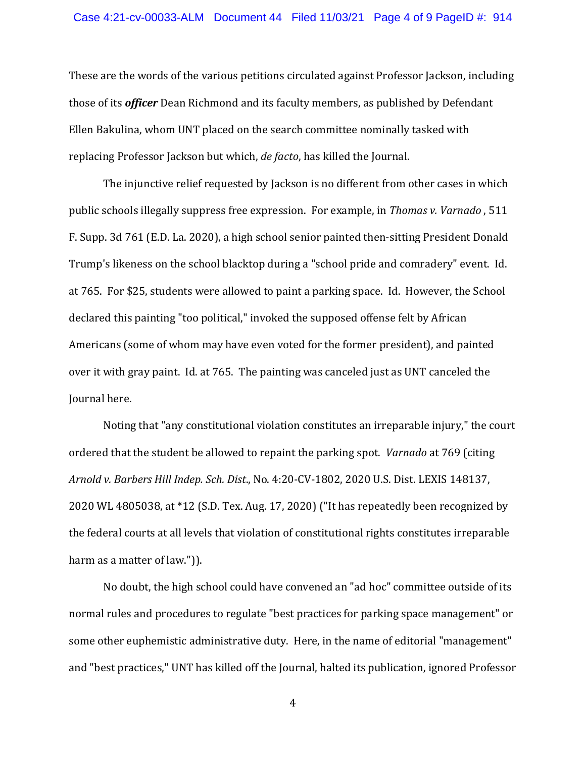These are the words of the various petitions circulated against Professor Jackson, including those of its ***officer*** Dean Richmond and its faculty members, as published by Defendant Ellen Bakulina, whom UNT placed on the search committee nominally tasked with replacing Professor Jackson but which, *de facto*, has killed the Journal.

The injunctive relief requested by Jackson is no different from other cases in which public schools illegally suppress free expression. For example, in *Thomas v. Varnado* , 511 F. Supp. 3d 761 (E.D. La. 2020), a high school senior painted then-sitting President Donald Trump's likeness on the school blacktop during a "school pride and comradery" event. Id. at 765. For $25, students were allowed to paint a parking space. Id. However, the School declared this painting "too political," invoked the supposed offense felt by African Americans (some of whom may have even voted for the former president), and painted over it with gray paint. Id. at 765. The painting was canceled just as UNT canceled the Journal here.

Noting that "any constitutional violation constitutes an irreparable injury," the court ordered that the student be allowed to repaint the parking spot. *Varnado* at 769 (citing *Arnold v. Barbers Hill Indep. Sch. Dist.*, No. 4:20-CV-1802, 2020 U.S. Dist. LEXIS 148137, 2020 WL 4805038, at *12 (S.D. Tex. Aug. 17, 2020) ("It has repeatedly been recognized by the federal courts at all levels that violation of constitutional rights constitutes irreparable harm as a matter of law.")).

No doubt, the high school could have convened an "ad hoc" committee outside of its normal rules and procedures to regulate "best practices for parking space management" or some other euphemistic administrative duty. Here, in the name of editorial "management" and "best practices," UNT has killed off the Journal, halted its publication, ignored Professor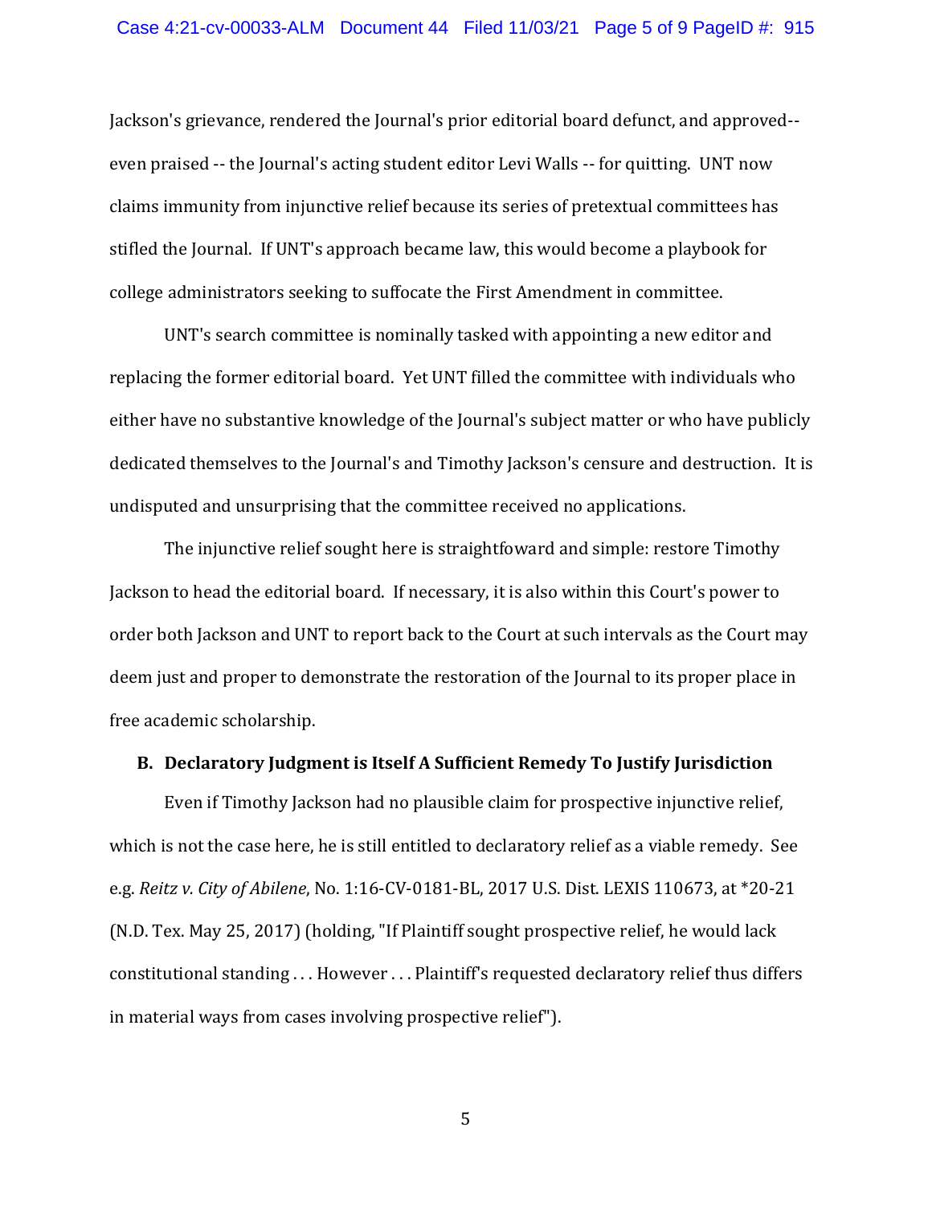Jackson's grievance, rendered the Journal's prior editorial board defunct, and approved-- even praised -- the Journal's acting student editor Levi Walls -- for quitting. UNT now claims immunity from injunctive relief because its series of pretextual committees has stifled the Journal. If UNT's approach became law, this would become a playbook for college administrators seeking to suffocate the First Amendment in committee.

UNT's search committee is nominally tasked with appointing a new editor and replacing the former editorial board. Yet UNT filled the committee with individuals who either have no substantive knowledge of the Journal's subject matter or who have publicly dedicated themselves to the Journal's and Timothy Jackson's censure and destruction. It is undisputed and unsurprising that the committee received no applications.

The injunctive relief sought here is straightfoward and simple: restore Timothy Jackson to head the editorial board. If necessary, it is also within this Court's power to order both Jackson and UNT to report back to the Court at such intervals as the Court may deem just and proper to demonstrate the restoration of the Journal to its proper place in free academic scholarship.

**B. Declaratory Judgment is Itself A Sufficient Remedy To Justify Jurisdiction**

Even if Timothy Jackson had no plausible claim for prospective injunctive relief, which is not the case here, he is still entitled to declaratory relief as a viable remedy. See e.g. *Reitz v. City of Abilene*, No. 1:16-CV-0181-BL, 2017 U.S. Dist. LEXIS 110673, at *20-21 (N.D. Tex. May 25, 2017) (holding, "If Plaintiff sought prospective relief, he would lack constitutional standing . . . However . . . Plaintiff's requested declaratory relief thus differs in material ways from cases involving prospective relief").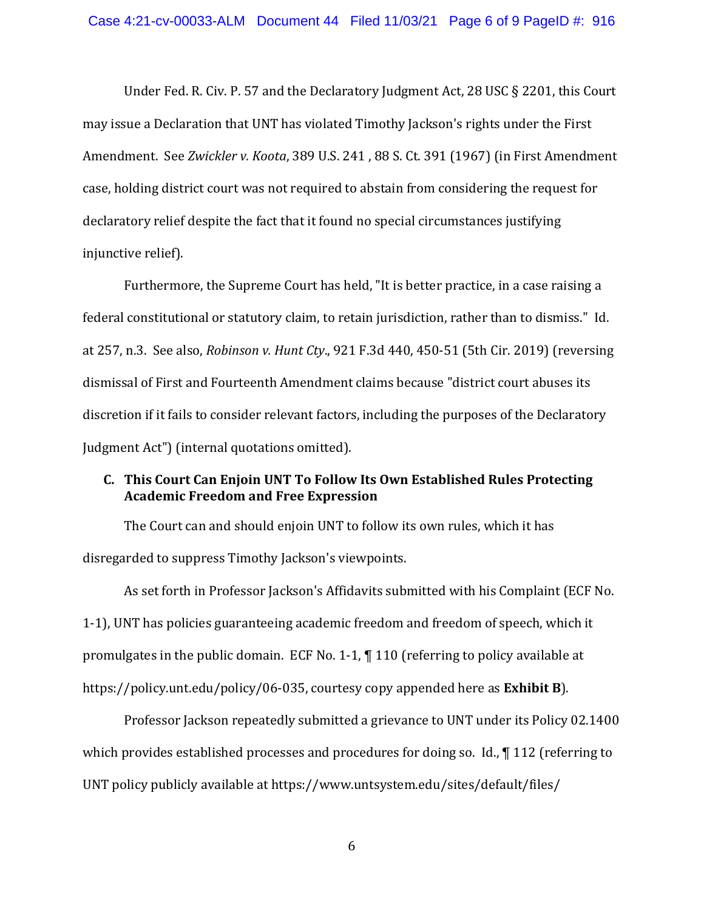Under Fed. R. Civ. P. 57 and the Declaratory Judgment Act, 28 USC § 2201, this Court may issue a Declaration that UNT has violated Timothy Jackson's rights under the First Amendment. See *Zwickler v. Koota*, 389 U.S. 241 , 88 S. Ct. 391 (1967) (in First Amendment case, holding district court was not required to abstain from considering the request for declaratory relief despite the fact that it found no special circumstances justifying injunctive relief).

Furthermore, the Supreme Court has held, "It is better practice, in a case raising a federal constitutional or statutory claim, to retain jurisdiction, rather than to dismiss." Id. at 257, n.3. See also, *Robinson v. Hunt Cty*., 921 F.3d 440, 450-51 (5th Cir. 2019) (reversing dismissal of First and Fourteenth Amendment claims because "district court abuses its discretion if it fails to consider relevant factors, including the purposes of the Declaratory Judgment Act") (internal quotations omitted).

### C. This Court Can Enjoin UNT To Follow Its Own Established Rules Protecting Academic Freedom and Free Expression

The Court can and should enjoin UNT to follow its own rules, which it has disregarded to suppress Timothy Jackson's viewpoints.

As set forth in Professor Jackson's Affidavits submitted with his Complaint (ECF No. 1-1), UNT has policies guaranteeing academic freedom and freedom of speech, which it promulgates in the public domain. ECF No. 1-1, ¶ 110 (referring to policy available at https://policy.unt.edu/policy/06-035, courtesy copy appended here as **Exhibit B**).

Professor Jackson repeatedly submitted a grievance to UNT under its Policy 02.1400 which provides established processes and procedures for doing so. Id., ¶ 112 (referring to UNT policy publicly available at https://www.untsystem.edu/sites/default/files/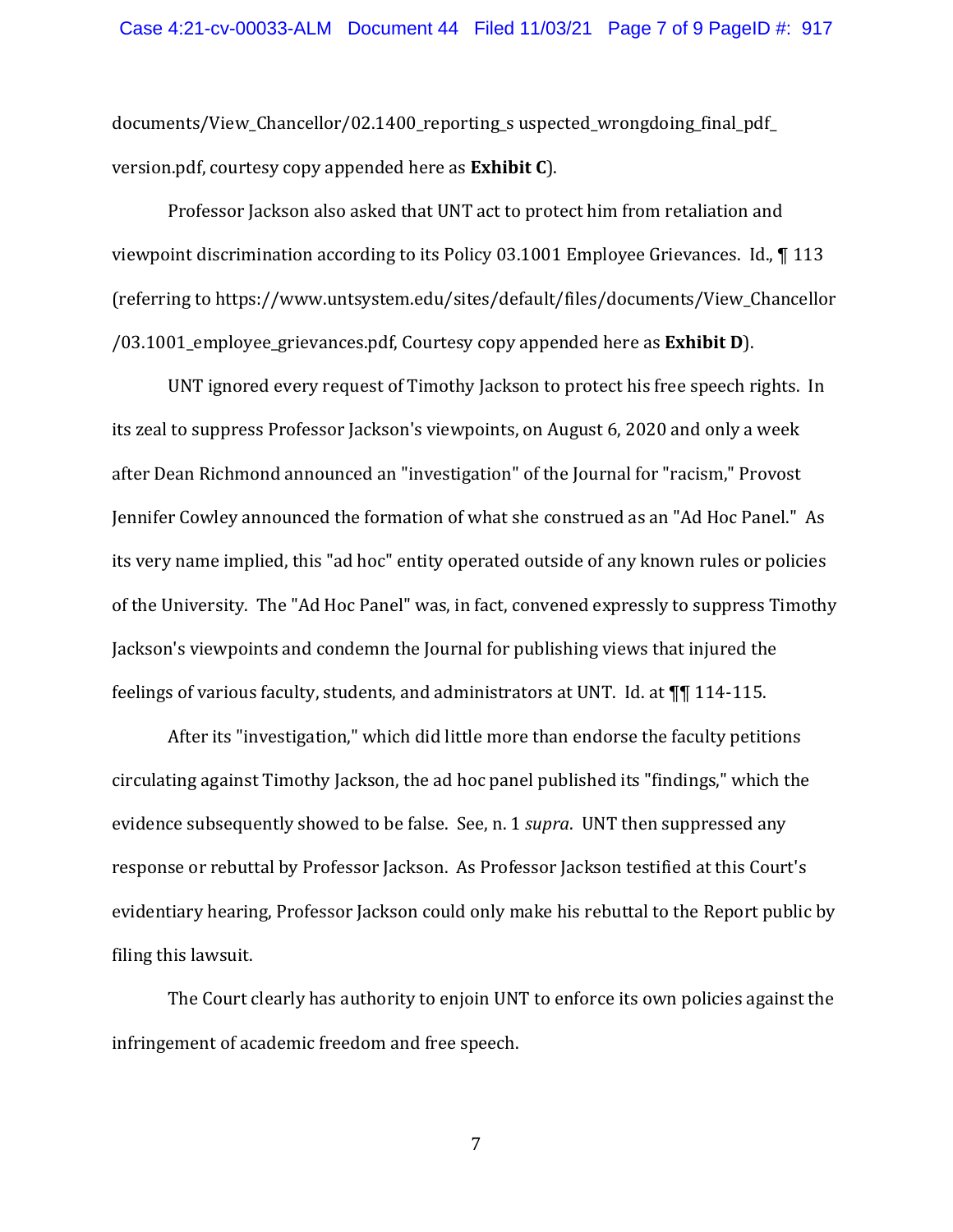documents/View_Chancellor/02.1400_reporting_s uspected_wrongdoing_final_pdf_ version.pdf, courtesy copy appended here as **Exhibit C**).

Professor Jackson also asked that UNT act to protect him from retaliation and viewpoint discrimination according to its Policy 03.1001 Employee Grievances. Id., ¶ 113 (referring to https://www.untsystem.edu/sites/default/files/documents/View_Chancellor /03.1001_employee_grievances.pdf, Courtesy copy appended here as **Exhibit D**).

UNT ignored every request of Timothy Jackson to protect his free speech rights. In its zeal to suppress Professor Jackson's viewpoints, on August 6, 2020 and only a week after Dean Richmond announced an "investigation" of the Journal for "racism," Provost Jennifer Cowley announced the formation of what she construed as an "Ad Hoc Panel." As its very name implied, this "ad hoc" entity operated outside of any known rules or policies of the University. The "Ad Hoc Panel" was, in fact, convened expressly to suppress Timothy Jackson's viewpoints and condemn the Journal for publishing views that injured the feelings of various faculty, students, and administrators at UNT. Id. at ¶¶ 114-115.

After its "investigation," which did little more than endorse the faculty petitions circulating against Timothy Jackson, the ad hoc panel published its "findings," which the evidence subsequently showed to be false. See, n. 1 *supra*. UNT then suppressed any response or rebuttal by Professor Jackson. As Professor Jackson testified at this Court's evidentiary hearing, Professor Jackson could only make his rebuttal to the Report public by filing this lawsuit.

The Court clearly has authority to enjoin UNT to enforce its own policies against the infringement of academic freedom and free speech.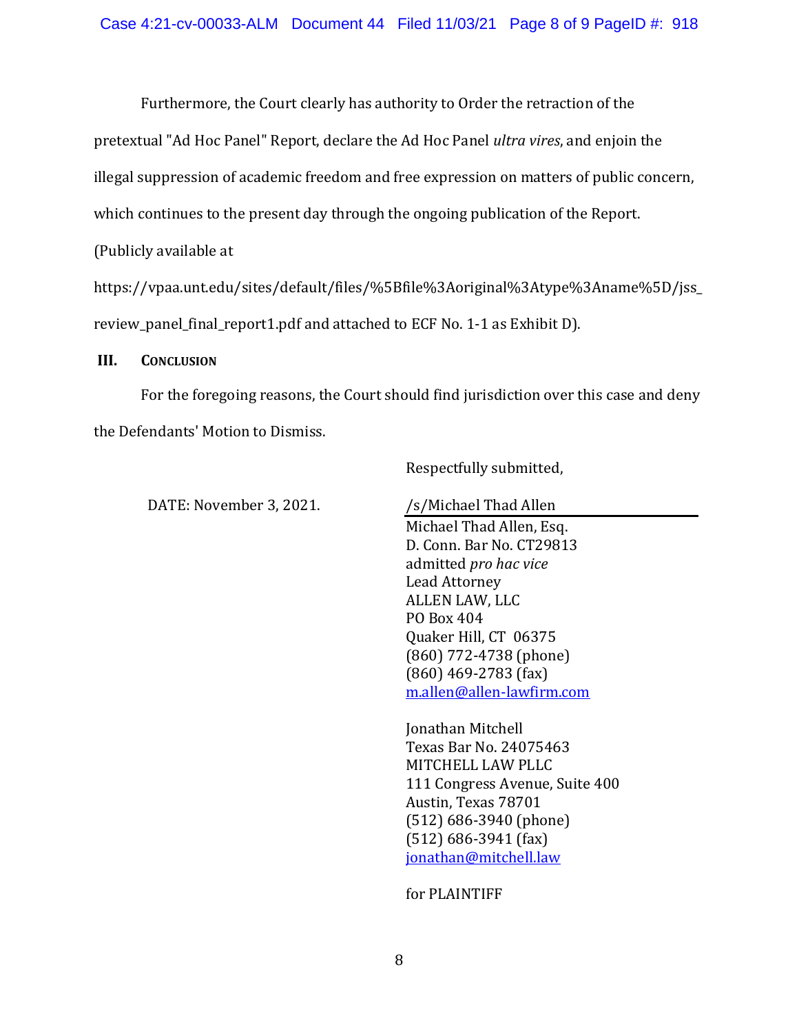Furthermore, the Court clearly has authority to Order the retraction of the pretextual "Ad Hoc Panel" Report, declare the Ad Hoc Panel *ultra vires*, and enjoin the illegal suppression of academic freedom and free expression on matters of public concern, which continues to the present day through the ongoing publication of the Report. (Publicly available at https://vpaa.unt.edu/sites/default/files/%5Bfile%3Aoriginal%3Atype%3Aname%5D/jss_review_panel_final_report1.pdf and attached to ECF No. 1-1 as Exhibit D).

## III. Conclusion

For the foregoing reasons, the Court should find jurisdiction over this case and deny the Defendants' Motion to Dismiss.

Respectfully submitted,

DATE: November 3, 2021.

/s/Michael Thad Allen
Michael Thad Allen, Esq.
D. Conn. Bar No. CT29813
admitted *pro hac vice*
Lead Attorney
ALLEN LAW, LLC
PO Box 404
Quaker Hill, CT 06375
(860) 772-4738 (phone)
(860) 469-2783 (fax)
m.allen@allen-lawfirm.com

Jonathan Mitchell
Texas Bar No. 24075463
MITCHELL LAW PLLC
111 Congress Avenue, Suite 400
Austin, Texas 78701
(512) 686-3940 (phone)
(512) 686-3941 (fax)
jonathan@mitchell.law

for PLAINTIFF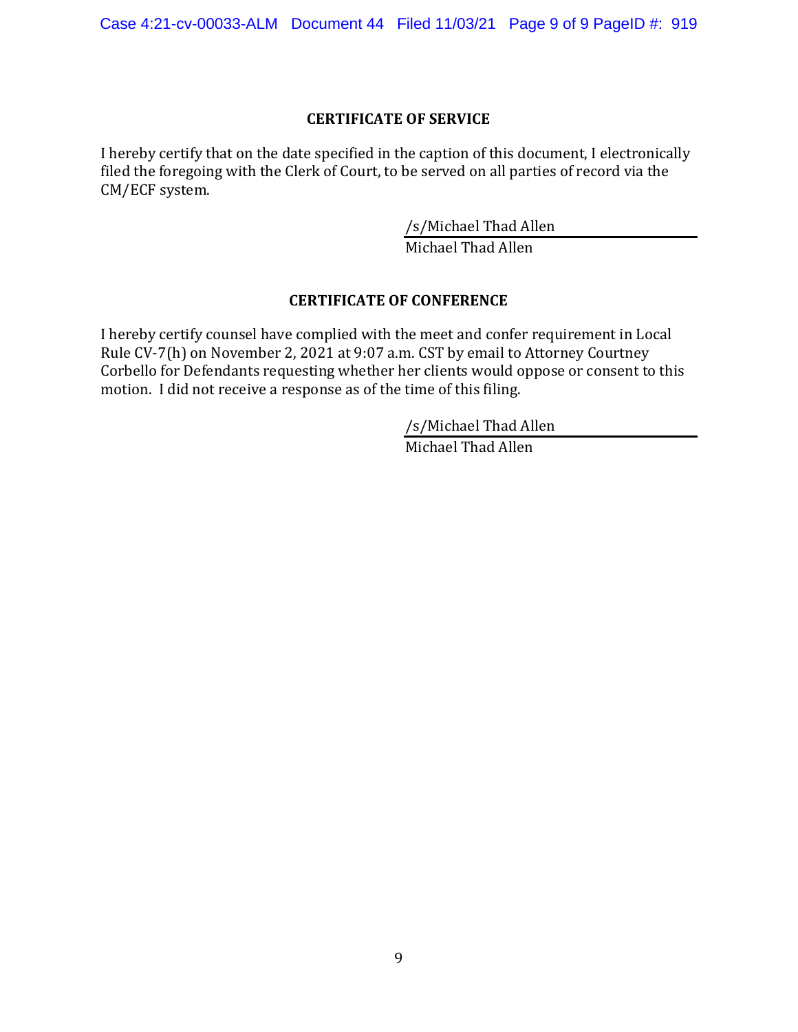## CERTIFICATE OF SERVICE

I hereby certify that on the date specified in the caption of this document, I electronically filed the foregoing with the Clerk of Court, to be served on all parties of record via the CM/ECF system.

/s/Michael Thad Allen
Michael Thad Allen

## CERTIFICATE OF CONFERENCE

I hereby certify counsel have complied with the meet and confer requirement in Local Rule CV-7(h) on November 2, 2021 at 9:07 a.m. CST by email to Attorney Courtney Corbello for Defendants requesting whether her clients would oppose or consent to this motion. I did not receive a response as of the time of this filing.

/s/Michael Thad Allen
Michael Thad Allen